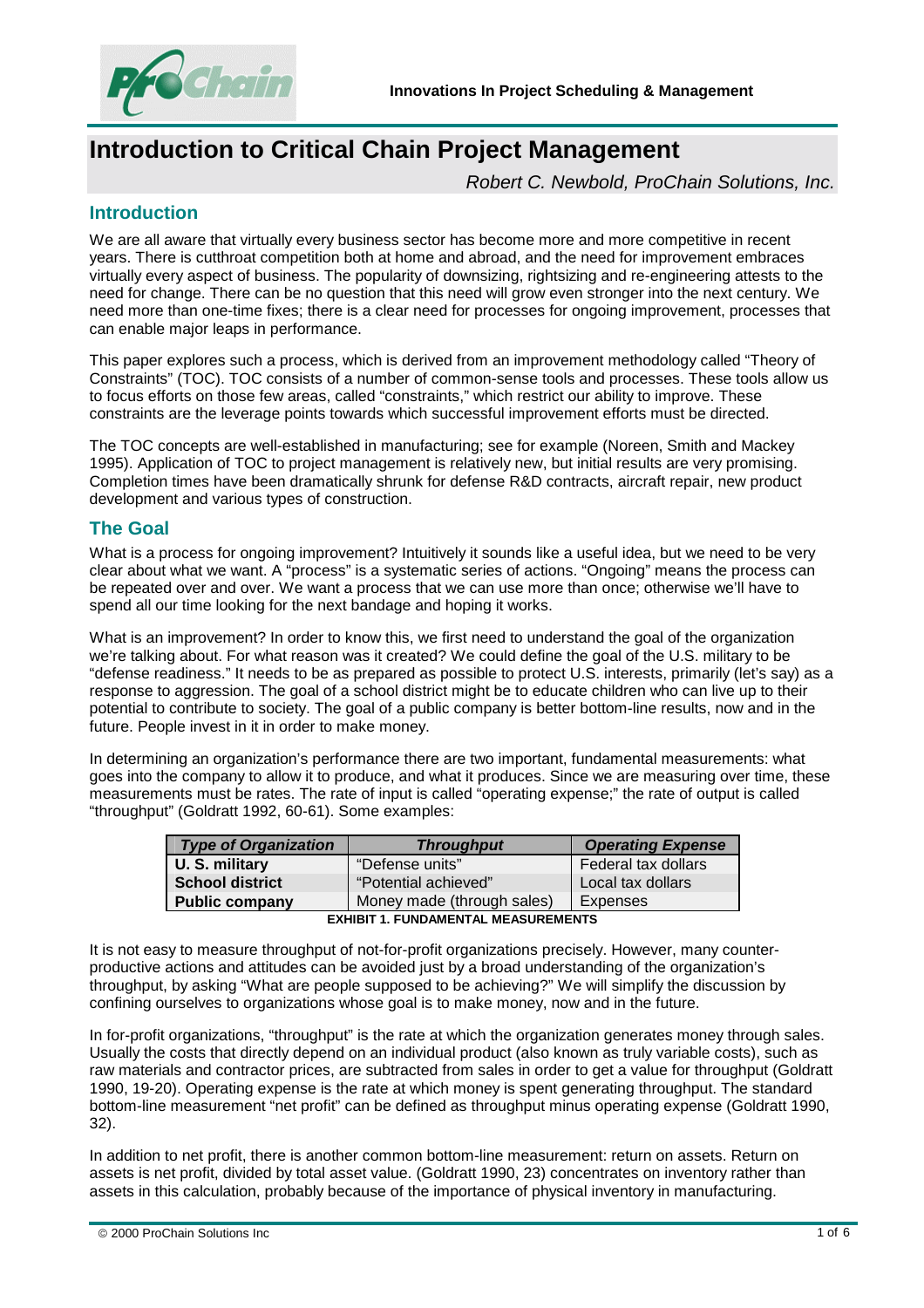# Introduction to Critical Chain Project Management

*Robert C. Newbold, ProChain Solutions, Inc.*

## Introduction

We are all aware that virtually every business sector has become more and more competitive in recent years. There is cutthroat competition both at home and abroad, and the need for improvement embraces virtually every aspect of business. The popularity of downsizing, rightsizing and re-engineering attests to the need for change. There can be no question that this need will grow even stronger into the next century. We need more than one-time fixes; there is a clear need for processes for ongoing improvement, processes that can enable major leaps in performance.

This paper explores such a process, which is derived from an improvement methodology called "Theory of Constraints" (TOC). TOC consists of a number of common-sense tools and processes. These tools allow us to focus efforts on those few areas, called "constraints," which restrict our ability to improve. These constraints are the leverage points towards which successful improvement efforts must be directed.

The TOC concepts are well-established in manufacturing; see for example (Noreen, Smith and Mackey 1995). Application of TOC to project management is relatively new, but initial results are very promising. Completion times have been dramatically shrunk for defense R&D contracts, aircraft repair, new product development and various types of construction.

## The Goal

What is a process for ongoing improvement? Intuitively it sounds like a useful idea, but we need to be very clear about what we want. A "process" is a systematic series of actions. "Ongoing" means the process can be repeated over and over. We want a process that we can use more than once; otherwise we'll have to spend all our time looking for the next bandage and hoping it works.

What is an improvement? In order to know this, we first need to understand the goal of the organization we're talking about. For what reason was it created? We could define the goal of the U.S. military to be "defense readiness." It needs to be as prepared as possible to protect U.S. interests, primarily (let's say) as a response to aggression. The goal of a school district might be to educate children who can live up to their potential to contribute to society. The goal of a public company is better bottom-line results, now and in the future. People invest in it in order to make money.

In determining an organization's performance there are two important, fundamental measurements: what goes into the company to allow it to produce, and what it produces. Since we are measuring over time, these measurements must be rates. The rate of input is called "operating expense;" the rate of output is called "throughput" (Goldratt 1992, 60-61). Some examples:

| ***Type of Organization*** | ***Throughput*** | ***Operating Expense*** |
|---|---|---|
| **U. S. military** | "Defense units" | Federal tax dollars |
| **School district** | "Potential achieved" | Local tax dollars |
| **Public company** | Money made (through sales) | Expenses |

**EXHIBIT 1. FUNDAMENTAL MEASUREMENTS**

It is not easy to measure throughput of not-for-profit organizations precisely. However, many counter-productive actions and attitudes can be avoided just by a broad understanding of the organization's throughput, by asking "What are people supposed to be achieving?" We will simplify the discussion by confining ourselves to organizations whose goal is to make money, now and in the future.

In for-profit organizations, "throughput" is the rate at which the organization generates money through sales. Usually the costs that directly depend on an individual product (also known as truly variable costs), such as raw materials and contractor prices, are subtracted from sales in order to get a value for throughput (Goldratt 1990, 19-20). Operating expense is the rate at which money is spent generating throughput. The standard bottom-line measurement "net profit" can be defined as throughput minus operating expense (Goldratt 1990, 32).

In addition to net profit, there is another common bottom-line measurement: return on assets. Return on assets is net profit, divided by total asset value. (Goldratt 1990, 23) concentrates on inventory rather than assets in this calculation, probably because of the importance of physical inventory in manufacturing.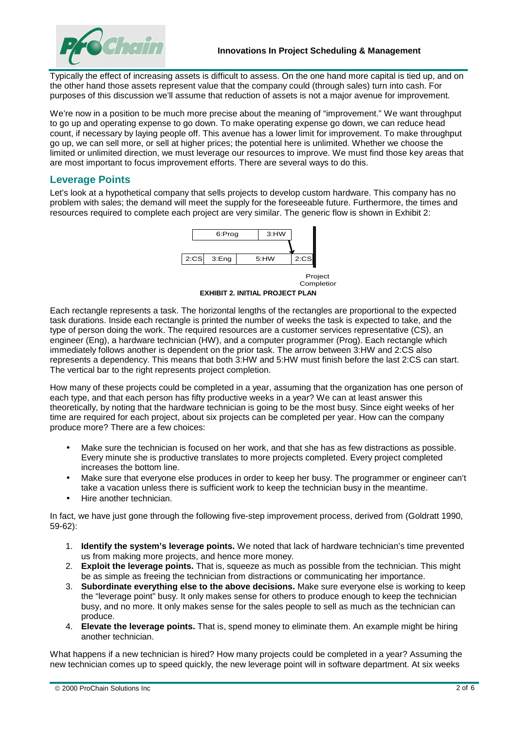Typically the effect of increasing assets is difficult to assess. On the one hand more capital is tied up, and on the other hand those assets represent value that the company could (through sales) turn into cash. For purposes of this discussion we'll assume that reduction of assets is not a major avenue for improvement.

We're now in a position to be much more precise about the meaning of "improvement." We want throughput to go up and operating expense to go down. To make operating expense go down, we can reduce head count, if necessary by laying people off. This avenue has a lower limit for improvement. To make throughput go up, we can sell more, or sell at higher prices; the potential here is unlimited. Whether we choose the limited or unlimited direction, we must leverage our resources to improve. We must find those key areas that are most important to focus improvement efforts. There are several ways to do this.

## Leverage Points

Let's look at a hypothetical company that sells projects to develop custom hardware. This company has no problem with sales; the demand will meet the supply for the foreseeable future. Furthermore, the times and resources required to complete each project are very similar. The generic flow is shown in Exhibit 2:

6:Prog | 3:HW

2:CS | 3:Eng | 5:HW | 2:CS

Project Completion

**EXHIBIT 2. INITIAL PROJECT PLAN**

Each rectangle represents a task. The horizontal lengths of the rectangles are proportional to the expected task durations. Inside each rectangle is printed the number of weeks the task is expected to take, and the type of person doing the work. The required resources are a customer services representative (CS), an engineer (Eng), a hardware technician (HW), and a computer programmer (Prog). Each rectangle which immediately follows another is dependent on the prior task. The arrow between 3:HW and 2:CS also represents a dependency. This means that both 3:HW and 5:HW must finish before the last 2:CS can start. The vertical bar to the right represents project completion.

How many of these projects could be completed in a year, assuming that the organization has one person of each type, and that each person has fifty productive weeks in a year? We can at least answer this theoretically, by noting that the hardware technician is going to be the most busy. Since eight weeks of her time are required for each project, about six projects can be completed per year. How can the company produce more? There are a few choices:

- Make sure the technician is focused on her work, and that she has as few distractions as possible. Every minute she is productive translates to more projects completed. Every project completed increases the bottom line.
- Make sure that everyone else produces in order to keep her busy. The programmer or engineer can't take a vacation unless there is sufficient work to keep the technician busy in the meantime.
- Hire another technician.

In fact, we have just gone through the following five-step improvement process, derived from (Goldratt 1990, 59-62):

1. **Identify the system's leverage points.** We noted that lack of hardware technician's time prevented us from making more projects, and hence more money.
2. **Exploit the leverage points.** That is, squeeze as much as possible from the technician. This might be as simple as freeing the technician from distractions or communicating her importance.
3. **Subordinate everything else to the above decisions.** Make sure everyone else is working to keep the "leverage point" busy. It only makes sense for others to produce enough to keep the technician busy, and no more. It only makes sense for the sales people to sell as much as the technician can produce.
4. **Elevate the leverage points.** That is, spend money to eliminate them. An example might be hiring another technician.

What happens if a new technician is hired? How many projects could be completed in a year? Assuming the new technician comes up to speed quickly, the new leverage point will in software department. At six weeks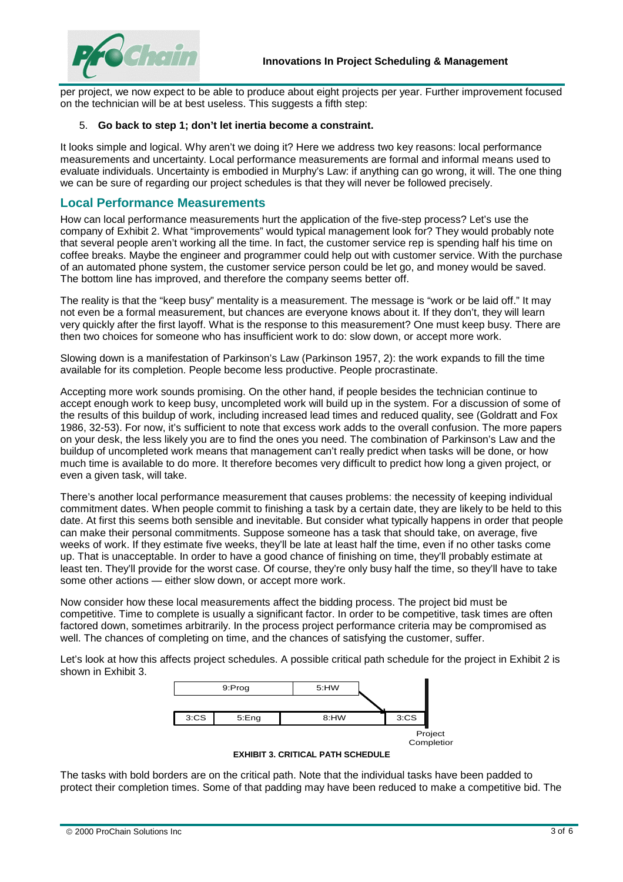per project, we now expect to be able to produce about eight projects per year. Further improvement focused on the technician will be at best useless. This suggests a fifth step:

5. **Go back to step 1; don't let inertia become a constraint.**

It looks simple and logical. Why aren't we doing it? Here we address two key reasons: local performance measurements and uncertainty. Local performance measurements are formal and informal means used to evaluate individuals. Uncertainty is embodied in Murphy's Law: if anything can go wrong, it will. The one thing we can be sure of regarding our project schedules is that they will never be followed precisely.

## Local Performance Measurements

How can local performance measurements hurt the application of the five-step process? Let's use the company of Exhibit 2. What "improvements" would typical management look for? They would probably note that several people aren't working all the time. In fact, the customer service rep is spending half his time on coffee breaks. Maybe the engineer and programmer could help out with customer service. With the purchase of an automated phone system, the customer service person could be let go, and money would be saved. The bottom line has improved, and therefore the company seems better off.

The reality is that the "keep busy" mentality is a measurement. The message is "work or be laid off." It may not even be a formal measurement, but chances are everyone knows about it. If they don't, they will learn very quickly after the first layoff. What is the response to this measurement? One must keep busy. There are then two choices for someone who has insufficient work to do: slow down, or accept more work.

Slowing down is a manifestation of Parkinson's Law (Parkinson 1957, 2): the work expands to fill the time available for its completion. People become less productive. People procrastinate.

Accepting more work sounds promising. On the other hand, if people besides the technician continue to accept enough work to keep busy, uncompleted work will build up in the system. For a discussion of some of the results of this buildup of work, including increased lead times and reduced quality, see (Goldratt and Fox 1986, 32-53). For now, it's sufficient to note that excess work adds to the overall confusion. The more papers on your desk, the less likely you are to find the ones you need. The combination of Parkinson's Law and the buildup of uncompleted work means that management can't really predict when tasks will be done, or how much time is available to do more. It therefore becomes very difficult to predict how long a given project, or even a given task, will take.

There's another local performance measurement that causes problems: the necessity of keeping individual commitment dates. When people commit to finishing a task by a certain date, they are likely to be held to this date. At first this seems both sensible and inevitable. But consider what typically happens in order that people can make their personal commitments. Suppose someone has a task that should take, on average, five weeks of work. If they estimate five weeks, they'll be late at least half the time, even if no other tasks come up. That is unacceptable. In order to have a good chance of finishing on time, they'll probably estimate at least ten. They'll provide for the worst case. Of course, they're only busy half the time, so they'll have to take some other actions — either slow down, or accept more work.

Now consider how these local measurements affect the bidding process. The project bid must be competitive. Time to complete is usually a significant factor. In order to be competitive, task times are often factored down, sometimes arbitrarily. In the process project performance criteria may be compromised as well. The chances of completing on time, and the chances of satisfying the customer, suffer.

Let's look at how this affects project schedules. A possible critical path schedule for the project in Exhibit 2 is shown in Exhibit 3.

| 9:Prog | 5:HW | | |
|---|---|---|---|
| **3:CS** | **5:Eng** | **8:HW** | **3:CS** |

Project Completion

**EXHIBIT 3. CRITICAL PATH SCHEDULE**

The tasks with bold borders are on the critical path. Note that the individual tasks have been padded to protect their completion times. Some of that padding may have been reduced to make a competitive bid. The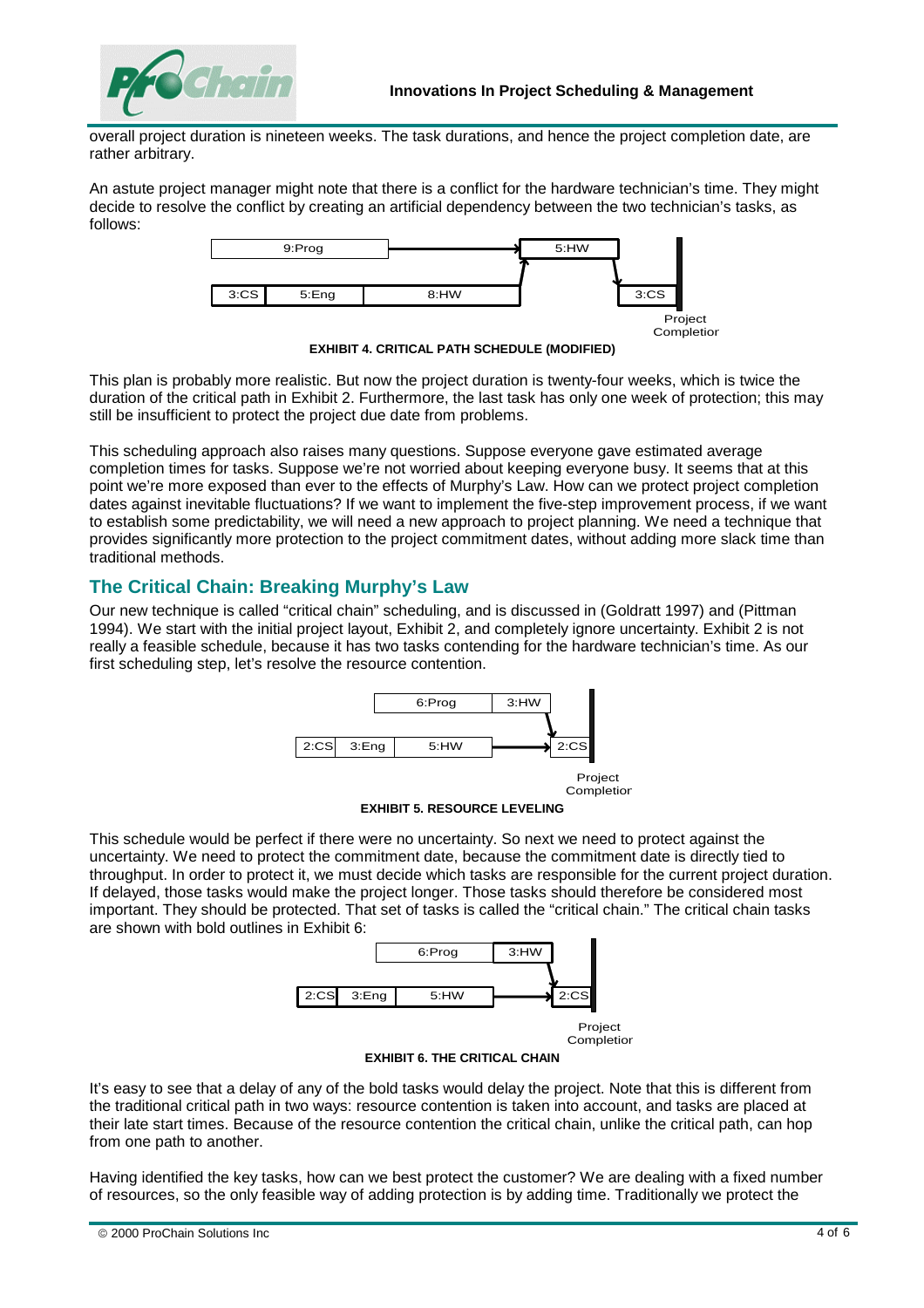overall project duration is nineteen weeks. The task durations, and hence the project completion date, are rather arbitrary.

An astute project manager might note that there is a conflict for the hardware technician's time. They might decide to resolve the conflict by creating an artificial dependency between the two technician's tasks, as follows:

**EXHIBIT 4. CRITICAL PATH SCHEDULE (MODIFIED)**

This plan is probably more realistic. But now the project duration is twenty-four weeks, which is twice the duration of the critical path in Exhibit 2. Furthermore, the last task has only one week of protection; this may still be insufficient to protect the project due date from problems.

This scheduling approach also raises many questions. Suppose everyone gave estimated average completion times for tasks. Suppose we're not worried about keeping everyone busy. It seems that at this point we're more exposed than ever to the effects of Murphy's Law. How can we protect project completion dates against inevitable fluctuations? If we want to implement the five-step improvement process, if we want to establish some predictability, we will need a new approach to project planning. We need a technique that provides significantly more protection to the project commitment dates, without adding more slack time than traditional methods.

## The Critical Chain: Breaking Murphy's Law

Our new technique is called "critical chain" scheduling, and is discussed in (Goldratt 1997) and (Pittman 1994). We start with the initial project layout, Exhibit 2, and completely ignore uncertainty. Exhibit 2 is not really a feasible schedule, because it has two tasks contending for the hardware technician's time. As our first scheduling step, let's resolve the resource contention.

**EXHIBIT 5. RESOURCE LEVELING**

This schedule would be perfect if there were no uncertainty. So next we need to protect against the uncertainty. We need to protect the commitment date, because the commitment date is directly tied to throughput. In order to protect it, we must decide which tasks are responsible for the current project duration. If delayed, those tasks would make the project longer. Those tasks should therefore be considered most important. They should be protected. That set of tasks is called the "critical chain." The critical chain tasks are shown with bold outlines in Exhibit 6:

**EXHIBIT 6. THE CRITICAL CHAIN**

It's easy to see that a delay of any of the bold tasks would delay the project. Note that this is different from the traditional critical path in two ways: resource contention is taken into account, and tasks are placed at their late start times. Because of the resource contention the critical chain, unlike the critical path, can hop from one path to another.

Having identified the key tasks, how can we best protect the customer? We are dealing with a fixed number of resources, so the only feasible way of adding protection is by adding time. Traditionally we protect the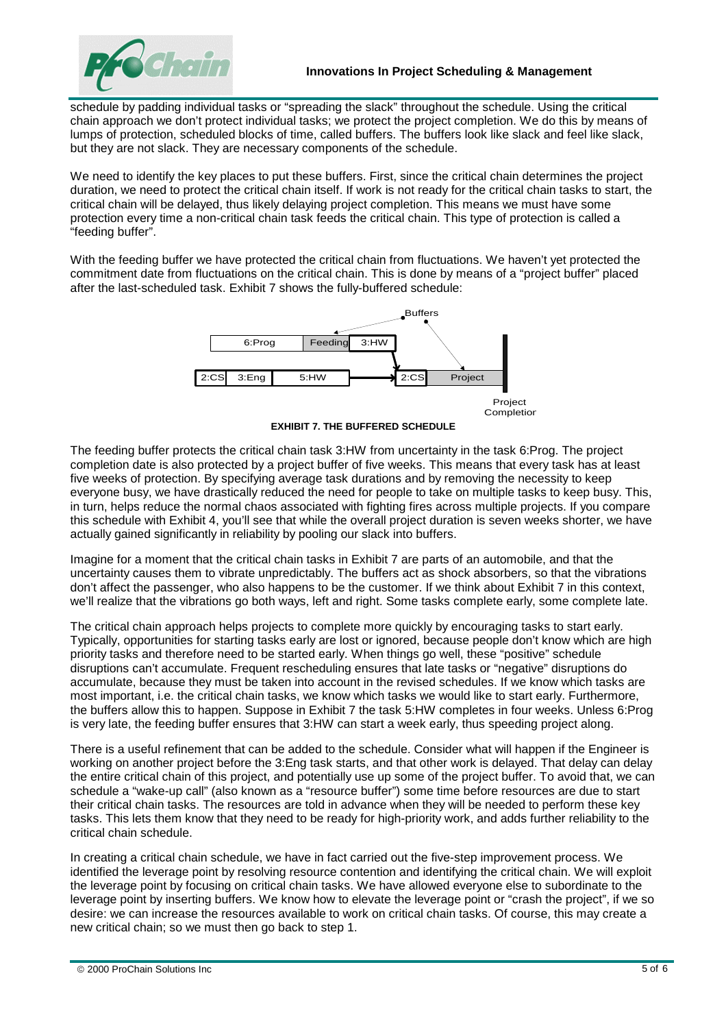schedule by padding individual tasks or "spreading the slack" throughout the schedule. Using the critical chain approach we don't protect individual tasks; we protect the project completion. We do this by means of lumps of protection, scheduled blocks of time, called buffers. The buffers look like slack and feel like slack, but they are not slack. They are necessary components of the schedule.

We need to identify the key places to put these buffers. First, since the critical chain determines the project duration, we need to protect the critical chain itself. If work is not ready for the critical chain tasks to start, the critical chain will be delayed, thus likely delaying project completion. This means we must have some protection every time a non-critical chain task feeds the critical chain. This type of protection is called a "feeding buffer".

With the feeding buffer we have protected the critical chain from fluctuations. We haven't yet protected the commitment date from fluctuations on the critical chain. This is done by means of a "project buffer" placed after the last-scheduled task. Exhibit 7 shows the fully-buffered schedule:

Buffers

6:Prog | Feeding | 3:HW

2:CS | 3:Eng | 5:HW | 2:CS | Project

Project Completion

**EXHIBIT 7. THE BUFFERED SCHEDULE**

The feeding buffer protects the critical chain task 3:HW from uncertainty in the task 6:Prog. The project completion date is also protected by a project buffer of five weeks. This means that every task has at least five weeks of protection. By specifying average task durations and by removing the necessity to keep everyone busy, we have drastically reduced the need for people to take on multiple tasks to keep busy. This, in turn, helps reduce the normal chaos associated with fighting fires across multiple projects. If you compare this schedule with Exhibit 4, you'll see that while the overall project duration is seven weeks shorter, we have actually gained significantly in reliability by pooling our slack into buffers.

Imagine for a moment that the critical chain tasks in Exhibit 7 are parts of an automobile, and that the uncertainty causes them to vibrate unpredictably. The buffers act as shock absorbers, so that the vibrations don't affect the passenger, who also happens to be the customer. If we think about Exhibit 7 in this context, we'll realize that the vibrations go both ways, left and right. Some tasks complete early, some complete late.

The critical chain approach helps projects to complete more quickly by encouraging tasks to start early. Typically, opportunities for starting tasks early are lost or ignored, because people don't know which are high priority tasks and therefore need to be started early. When things go well, these "positive" schedule disruptions can't accumulate. Frequent rescheduling ensures that late tasks or "negative" disruptions do accumulate, because they must be taken into account in the revised schedules. If we know which tasks are most important, i.e. the critical chain tasks, we know which tasks we would like to start early. Furthermore, the buffers allow this to happen. Suppose in Exhibit 7 the task 5:HW completes in four weeks. Unless 6:Prog is very late, the feeding buffer ensures that 3:HW can start a week early, thus speeding project along.

There is a useful refinement that can be added to the schedule. Consider what will happen if the Engineer is working on another project before the 3:Eng task starts, and that other work is delayed. That delay can delay the entire critical chain of this project, and potentially use up some of the project buffer. To avoid that, we can schedule a "wake-up call" (also known as a "resource buffer") some time before resources are due to start their critical chain tasks. The resources are told in advance when they will be needed to perform these key tasks. This lets them know that they need to be ready for high-priority work, and adds further reliability to the critical chain schedule.

In creating a critical chain schedule, we have in fact carried out the five-step improvement process. We identified the leverage point by resolving resource contention and identifying the critical chain. We will exploit the leverage point by focusing on critical chain tasks. We have allowed everyone else to subordinate to the leverage point by inserting buffers. We know how to elevate the leverage point or "crash the project", if we so desire: we can increase the resources available to work on critical chain tasks. Of course, this may create a new critical chain; so we must then go back to step 1.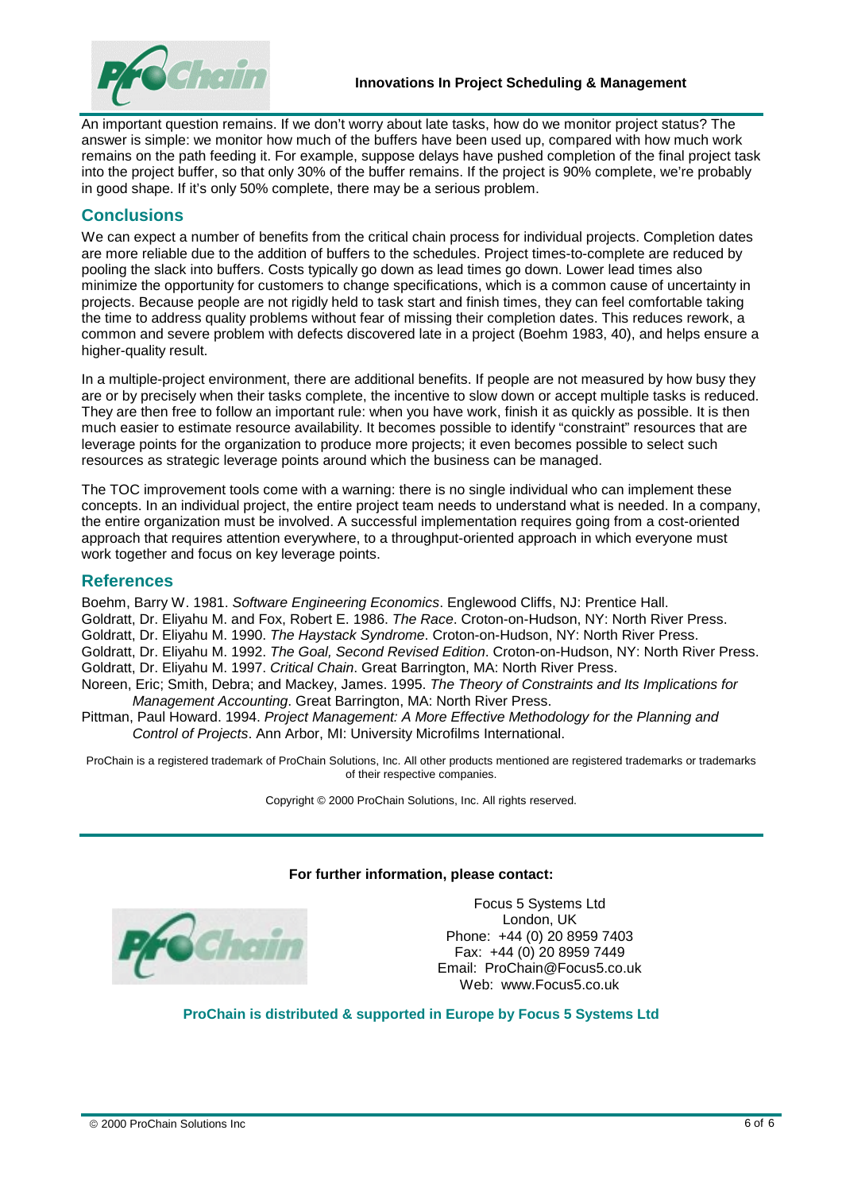An important question remains. If we don't worry about late tasks, how do we monitor project status? The answer is simple: we monitor how much of the buffers have been used up, compared with how much work remains on the path feeding it. For example, suppose delays have pushed completion of the final project task into the project buffer, so that only 30% of the buffer remains. If the project is 90% complete, we're probably in good shape. If it's only 50% complete, there may be a serious problem.

## Conclusions

We can expect a number of benefits from the critical chain process for individual projects. Completion dates are more reliable due to the addition of buffers to the schedules. Project times-to-complete are reduced by pooling the slack into buffers. Costs typically go down as lead times go down. Lower lead times also minimize the opportunity for customers to change specifications, which is a common cause of uncertainty in projects. Because people are not rigidly held to task start and finish times, they can feel comfortable taking the time to address quality problems without fear of missing their completion dates. This reduces rework, a common and severe problem with defects discovered late in a project (Boehm 1983, 40), and helps ensure a higher-quality result.

In a multiple-project environment, there are additional benefits. If people are not measured by how busy they are or by precisely when their tasks complete, the incentive to slow down or accept multiple tasks is reduced. They are then free to follow an important rule: when you have work, finish it as quickly as possible. It is then much easier to estimate resource availability. It becomes possible to identify "constraint" resources that are leverage points for the organization to produce more projects; it even becomes possible to select such resources as strategic leverage points around which the business can be managed.

The TOC improvement tools come with a warning: there is no single individual who can implement these concepts. In an individual project, the entire project team needs to understand what is needed. In a company, the entire organization must be involved. A successful implementation requires going from a cost-oriented approach that requires attention everywhere, to a throughput-oriented approach in which everyone must work together and focus on key leverage points.

## References

Boehm, Barry W. 1981. *Software Engineering Economics*. Englewood Cliffs, NJ: Prentice Hall.

Goldratt, Dr. Eliyahu M. and Fox, Robert E. 1986. *The Race*. Croton-on-Hudson, NY: North River Press.

Goldratt, Dr. Eliyahu M. 1990. *The Haystack Syndrome*. Croton-on-Hudson, NY: North River Press.

Goldratt, Dr. Eliyahu M. 1992. *The Goal, Second Revised Edition*. Croton-on-Hudson, NY: North River Press.

Goldratt, Dr. Eliyahu M. 1997. *Critical Chain*. Great Barrington, MA: North River Press.

Noreen, Eric; Smith, Debra; and Mackey, James. 1995. *The Theory of Constraints and Its Implications for Management Accounting*. Great Barrington, MA: North River Press.

Pittman, Paul Howard. 1994. *Project Management: A More Effective Methodology for the Planning and Control of Projects*. Ann Arbor, MI: University Microfilms International.

ProChain is a registered trademark of ProChain Solutions, Inc. All other products mentioned are registered trademarks or trademarks of their respective companies.

Copyright © 2000 ProChain Solutions, Inc. All rights reserved.

**For further information, please contact:**

Focus 5 Systems Ltd
London, UK
Phone: +44 (0) 20 8959 7403
Fax: +44 (0) 20 8959 7449
Email: ProChain@Focus5.co.uk
Web: www.Focus5.co.uk

**ProChain is distributed & supported in Europe by Focus 5 Systems Ltd**